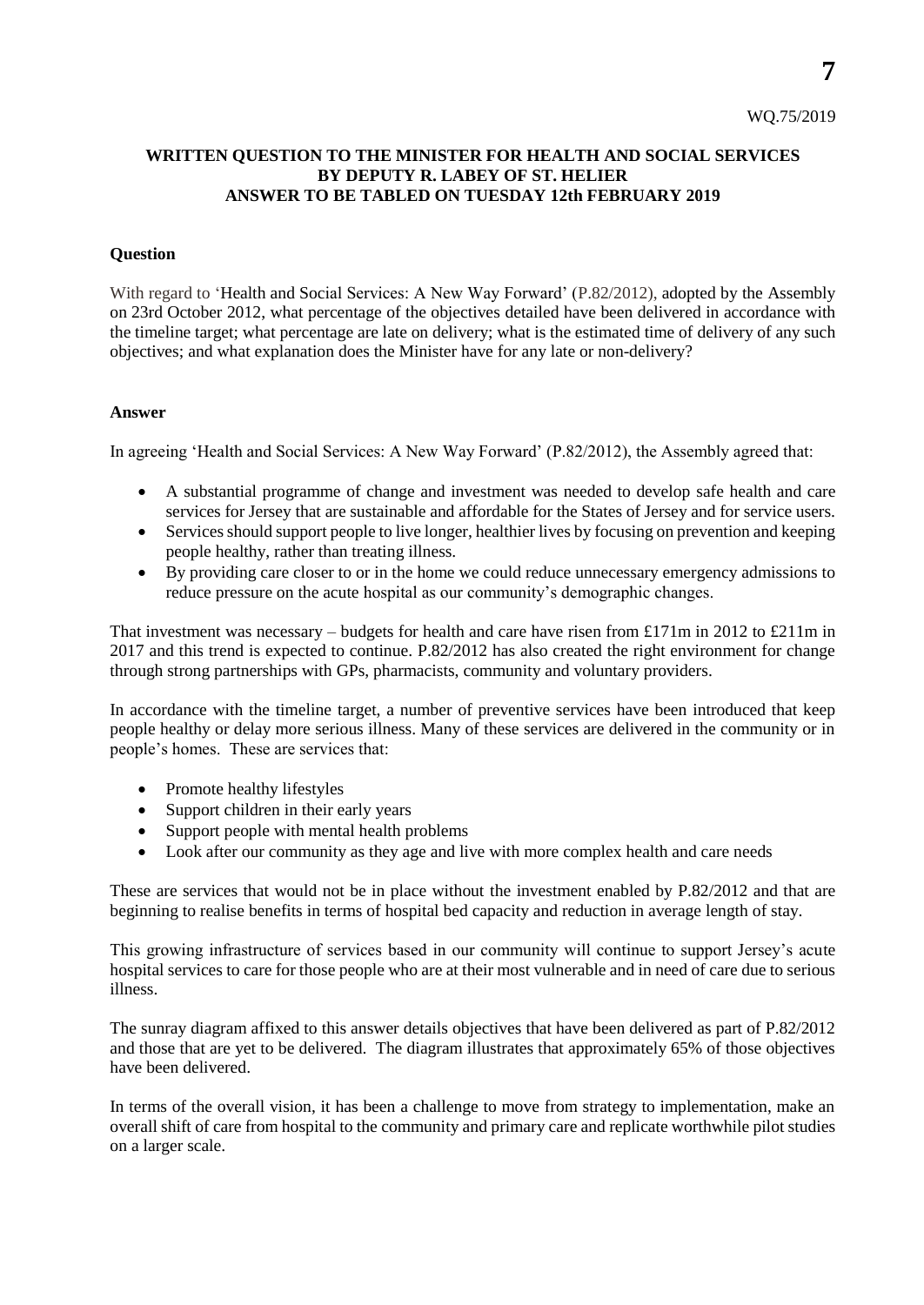WQ.75/2019

**WRITTEN QUESTION TO THE MINISTER FOR HEALTH AND SOCIAL SERVICES BY DEPUTY R. LABEY OF ST. HELIER ANSWER TO BE TABLED ON TUESDAY 12th FEBRUARY 2019**

**Question**

With regard to 'Health and Social Services: A New Way Forward' (P.82/2012), adopted by the Assembly on 23rd October 2012, what percentage of the objectives detailed have been delivered in accordance with the timeline target; what percentage are late on delivery; what is the estimated time of delivery of any such objectives; and what explanation does the Minister have for any late or non-delivery?

**Answer**

In agreeing 'Health and Social Services: A New Way Forward' (P.82/2012), the Assembly agreed that:

- A substantial programme of change and investment was needed to develop safe health and care services for Jersey that are sustainable and affordable for the States of Jersey and for service users.
- Services should support people to live longer, healthier lives by focusing on prevention and keeping people healthy, rather than treating illness.
- By providing care closer to or in the home we could reduce unnecessary emergency admissions to reduce pressure on the acute hospital as our community's demographic changes.

That investment was necessary – budgets for health and care have risen from £171m in 2012 to £211m in 2017 and this trend is expected to continue. P.82/2012 has also created the right environment for change through strong partnerships with GPs, pharmacists, community and voluntary providers.

In accordance with the timeline target, a number of preventive services have been introduced that keep people healthy or delay more serious illness. Many of these services are delivered in the community or in people's homes. These are services that:

- Promote healthy lifestyles
- Support children in their early years
- Support people with mental health problems
- Look after our community as they age and live with more complex health and care needs

These are services that would not be in place without the investment enabled by P.82/2012 and that are beginning to realise benefits in terms of hospital bed capacity and reduction in average length of stay.

This growing infrastructure of services based in our community will continue to support Jersey's acute hospital services to care for those people who are at their most vulnerable and in need of care due to serious illness.

The sunray diagram affixed to this answer details objectives that have been delivered as part of P.82/2012 and those that are yet to be delivered. The diagram illustrates that approximately 65% of those objectives have been delivered.

In terms of the overall vision, it has been a challenge to move from strategy to implementation, make an overall shift of care from hospital to the community and primary care and replicate worthwhile pilot studies on a larger scale.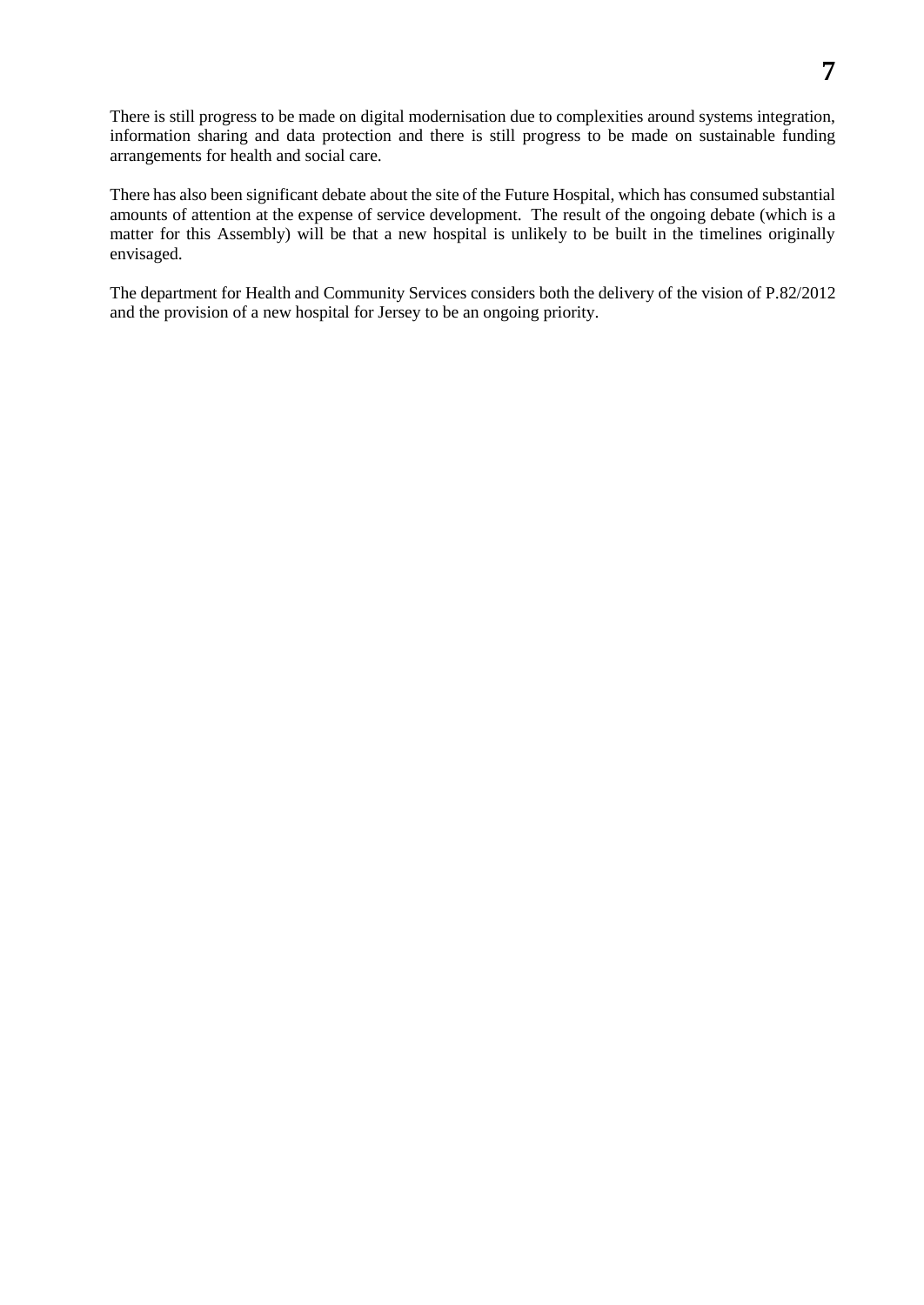There is still progress to be made on digital modernisation due to complexities around systems integration, information sharing and data protection and there is still progress to be made on sustainable funding arrangements for health and social care.

There has also been significant debate about the site of the Future Hospital, which has consumed substantial amounts of attention at the expense of service development. The result of the ongoing debate (which is a matter for this Assembly) will be that a new hospital is unlikely to be built in the timelines originally envisaged.

The department for Health and Community Services considers both the delivery of the vision of P.82/2012 and the provision of a new hospital for Jersey to be an ongoing priority.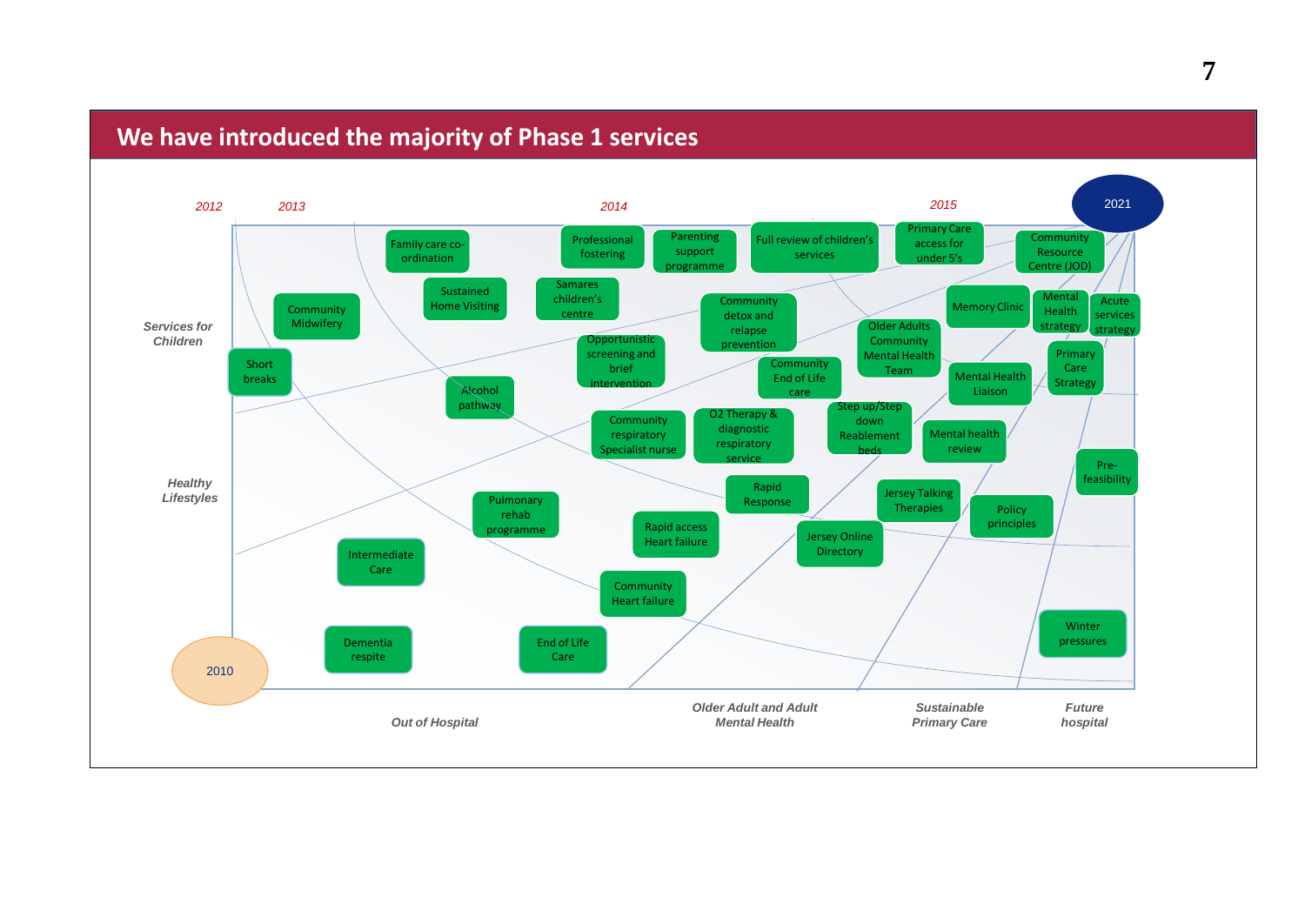## We have introduced the majority of Phase 1 services

2012 2013 2014 2015 2021

2010

*Services for Children*

*Healthy Lifestyles*

*Out of Hospital*

*Older Adult and Adult Mental Health*

*Sustainable Primary Care*

*Future hospital*

- Family care co-ordination
- Professional fostering
- Parenting support programme
- Full review of children's services
- Primary Care access for under 5's
- Community Resource Centre (JOD)
- Sustained Home Visiting
- Samares children's centre
- Community Midwifery
- Community detox and relapse prevention
- Memory Clinic
- Mental Health strategy
- Acute services strategy
- Older Adults Community Mental Health Team
- Opportunistic screening and brief intervention
- Short breaks
- Primary Care Strategy
- Community End of Life care
- Mental Health Liaison
- Alcohol pathway
- Community respiratory Specialist nurse
- O2 Therapy & diagnostic respiratory service
- Step up/Step down Reablement beds
- Mental health review
- Pre-feasibility
- Rapid Response
- Jersey Talking Therapies
- Pulmonary rehab programme
- Policy principles
- Rapid access Heart failure
- Jersey Online Directory
- Intermediate Care
- Community Heart failure
- Winter pressures
- Dementia respite
- End of Life Care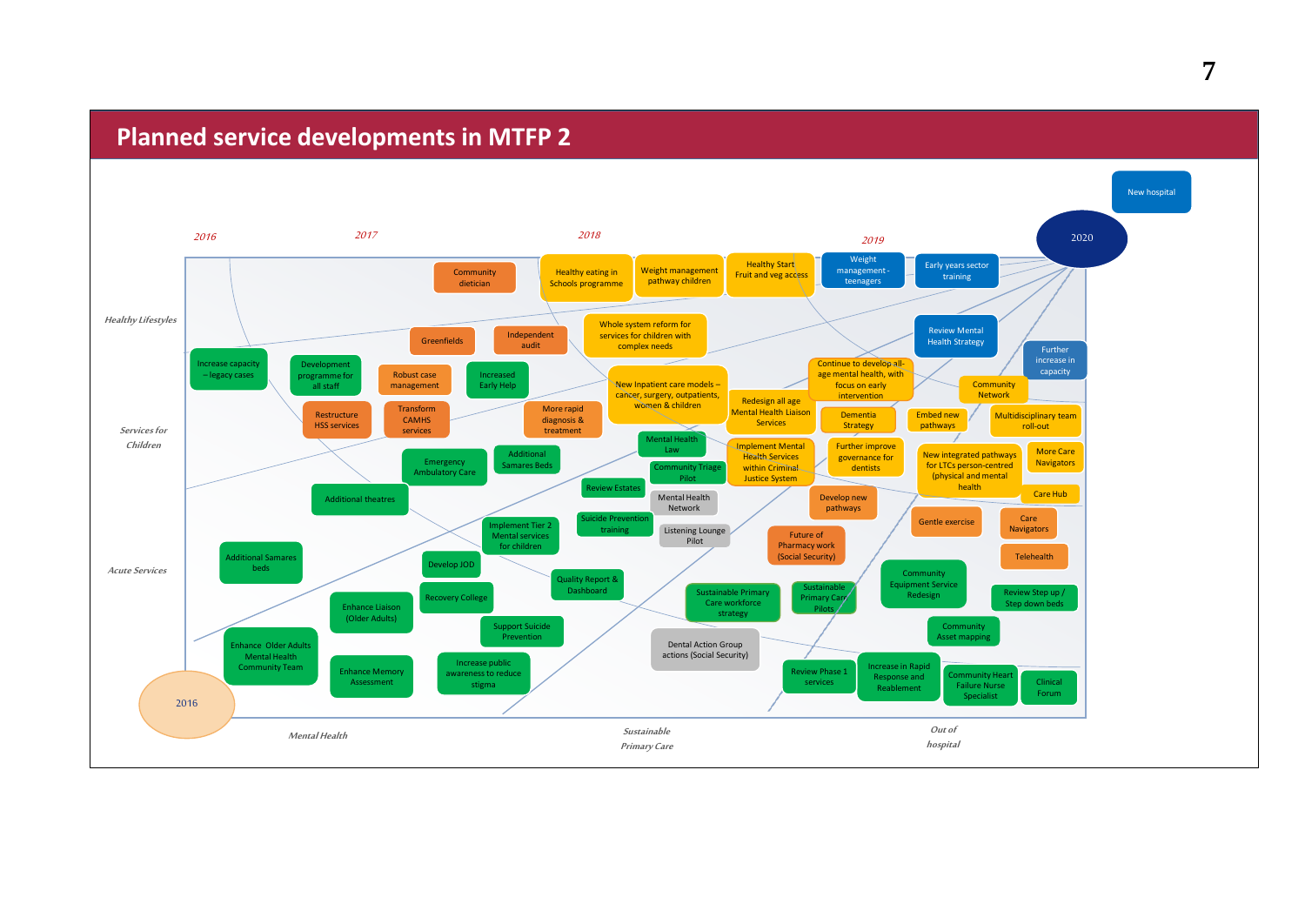# Planned service developments in MTFP 2

New hospital

2016

2017

2018

2019

2020

Healthy Lifestyles

Services for Children

Acute Services

Mental Health

Sustainable Primary Care

Out of hospital

Community dietician

Healthy eating in Schools programme

Weight management pathway children

Healthy Start Fruit and veg access

Weight management - teenagers

Early years sector training

Greenfields

Independent audit

Whole system reform for services for children with complex needs

Review Mental Health Strategy

Further increase in capacity

Increase capacity – legacy cases

Development programme for all staff

Robust case management

Increased Early Help

New Inpatient care models – cancer, surgery, outpatients, women & children

Continue to develop all-age mental health, with focus on early intervention

Community Network

Restructure HSS services

Transform CAMHS services

More rapid diagnosis & treatment

Redesign all age Mental Health Liaison Services

Dementia Strategy

Embed new pathways

Multidisciplinary team roll-out

Emergency Ambulatory Care

Additional Samares Beds

Mental Health Law

Implement Mental Health Services within Criminal Justice System

Further improve governance for dentists

New integrated pathways for LTCs person-centred (physical and mental health

More Care Navigators

Community Triage Pilot

Care Hub

Additional theatres

Review Estates

Mental Health Network

Develop new pathways

Gentle exercise

Care Navigators

Suicide Prevention training

Implement Tier 2 Mental services for children

Listening Lounge Pilot

Future of Pharmacy work (Social Security)

Telehealth

Additional Samares beds

Develop JOD

Quality Report & Dashboard

Community Equipment Service Redesign

Recovery College

Sustainable Primary Care workforce strategy

Sustainable Primary Care Pilots

Review Step up / Step down beds

Enhance Liaison (Older Adults)

Support Suicide Prevention

Community Asset mapping

Enhance Older Adults Mental Health Community Team

Dental Action Group actions (Social Security)

Enhance Memory Assessment

Increase public awareness to reduce stigma

Review Phase 1 services

Increase in Rapid Response and Reablement

Community Heart Failure Nurse Specialist

Clinical Forum